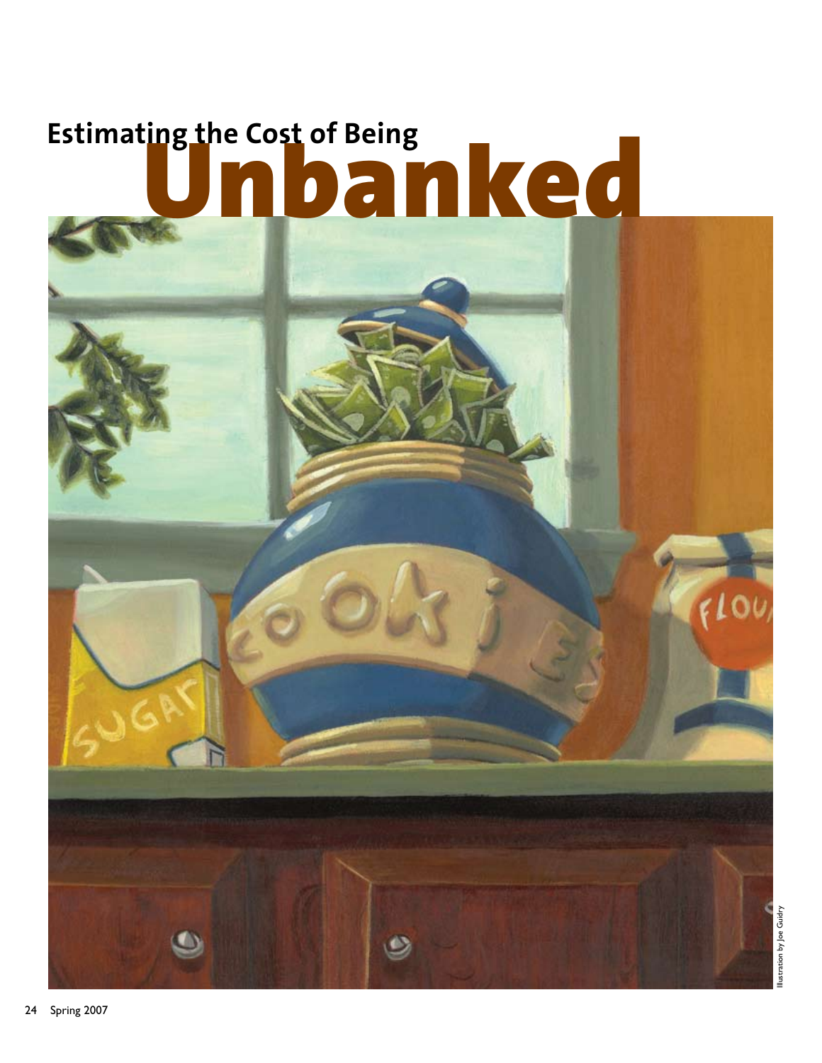# Estimating the Cost of Being Unbanked

Illustration by Joe Guidry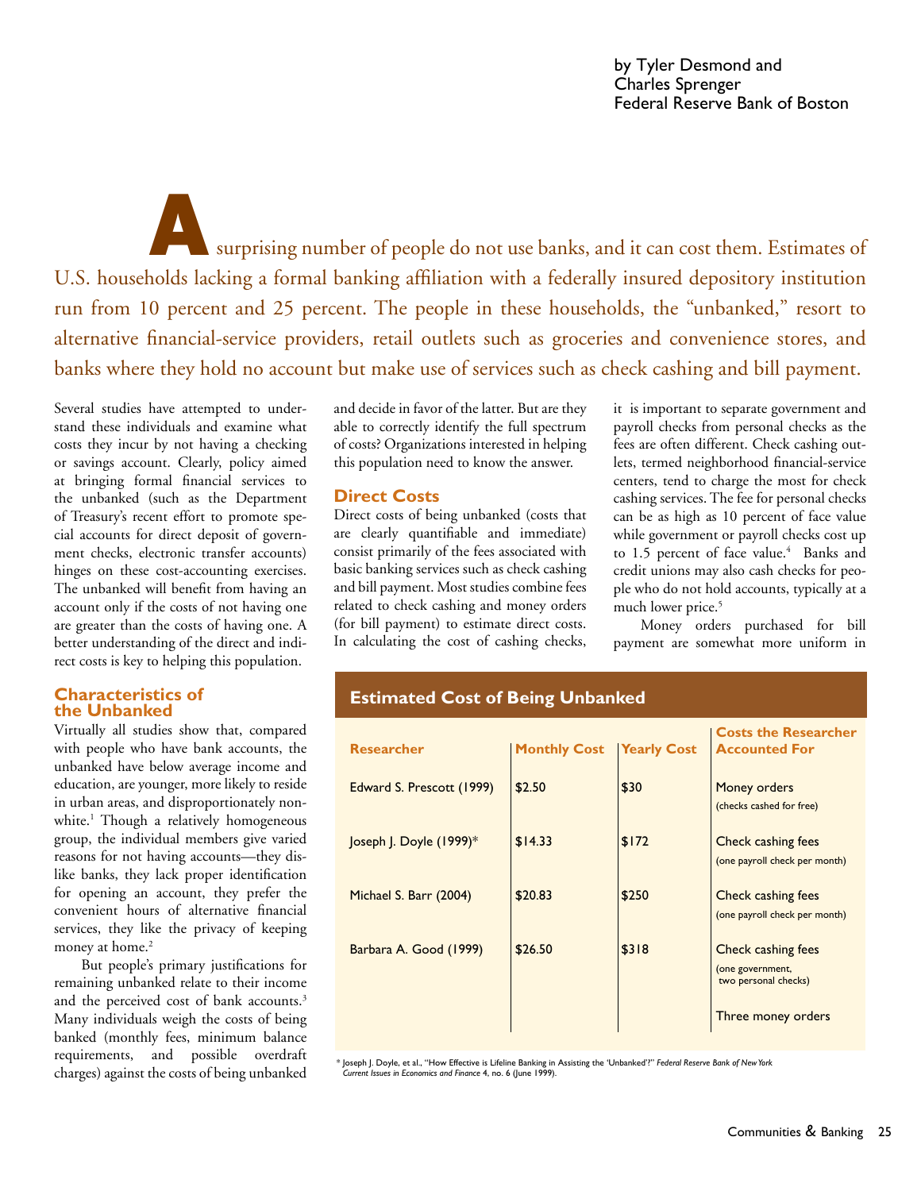by Tyler Desmond and
Charles Sprenger
Federal Reserve Bank of Boston

A surprising number of people do not use banks, and it can cost them. Estimates of U.S. households lacking a formal banking affiliation with a federally insured depository institution run from 10 percent and 25 percent. The people in these households, the "unbanked," resort to alternative financial-service providers, retail outlets such as groceries and convenience stores, and banks where they hold no account but make use of services such as check cashing and bill payment.

Several studies have attempted to understand these individuals and examine what costs they incur by not having a checking or savings account. Clearly, policy aimed at bringing formal financial services to the unbanked (such as the Department of Treasury's recent effort to promote special accounts for direct deposit of government checks, electronic transfer accounts) hinges on these cost-accounting exercises. The unbanked will benefit from having an account only if the costs of not having one are greater than the costs of having one. A better understanding of the direct and indirect costs is key to helping this population.

## Characteristics of the Unbanked

Virtually all studies show that, compared with people who have bank accounts, the unbanked have below average income and education, are younger, more likely to reside in urban areas, and disproportionately nonwhite.[1] Though a relatively homogeneous group, the individual members give varied reasons for not having accounts—they dislike banks, they lack proper identification for opening an account, they prefer the convenient hours of alternative financial services, they like the privacy of keeping money at home.[2]

But people's primary justifications for remaining unbanked relate to their income and the perceived cost of bank accounts.[3] Many individuals weigh the costs of being banked (monthly fees, minimum balance requirements, and possible overdraft charges) against the costs of being unbanked and decide in favor of the latter. But are they able to correctly identify the full spectrum of costs? Organizations interested in helping this population need to know the answer.

## Direct Costs

Direct costs of being unbanked (costs that are clearly quantifiable and immediate) consist primarily of the fees associated with basic banking services such as check cashing and bill payment. Most studies combine fees related to check cashing and money orders (for bill payment) to estimate direct costs. In calculating the cost of cashing checks, it is important to separate government and payroll checks from personal checks as the fees are often different. Check cashing outlets, termed neighborhood financial-service centers, tend to charge the most for check cashing services. The fee for personal checks can be as high as 10 percent of face value while government or payroll checks cost up to 1.5 percent of face value.[4] Banks and credit unions may also cash checks for people who do not hold accounts, typically at a much lower price.[5]

Money orders purchased for bill payment are somewhat more uniform in

**Estimated Cost of Being Unbanked**

| Researcher | Monthly Cost | Yearly Cost | Costs the Researcher Accounted For |
|---|---|---|---|
| Edward S. Prescott (1999) | $2.50 | $30 | Money orders (checks cashed for free) |
| Joseph J. Doyle (1999)* | $14.33 | $172 | Check cashing fees (one payroll check per month) |
| Michael S. Barr (2004) | $20.83 | $250 | Check cashing fees (one payroll check per month) |
| Barbara A. Good (1999) | $26.50 | $318 | Check cashing fees (one government, two personal checks); Three money orders |

* Joseph J. Doyle, et al., "How Effective is Lifeline Banking in Assisting the 'Unbanked'?" *Federal Reserve Bank of New York Current Issues in Economics and Finance* 4, no. 6 (June 1999).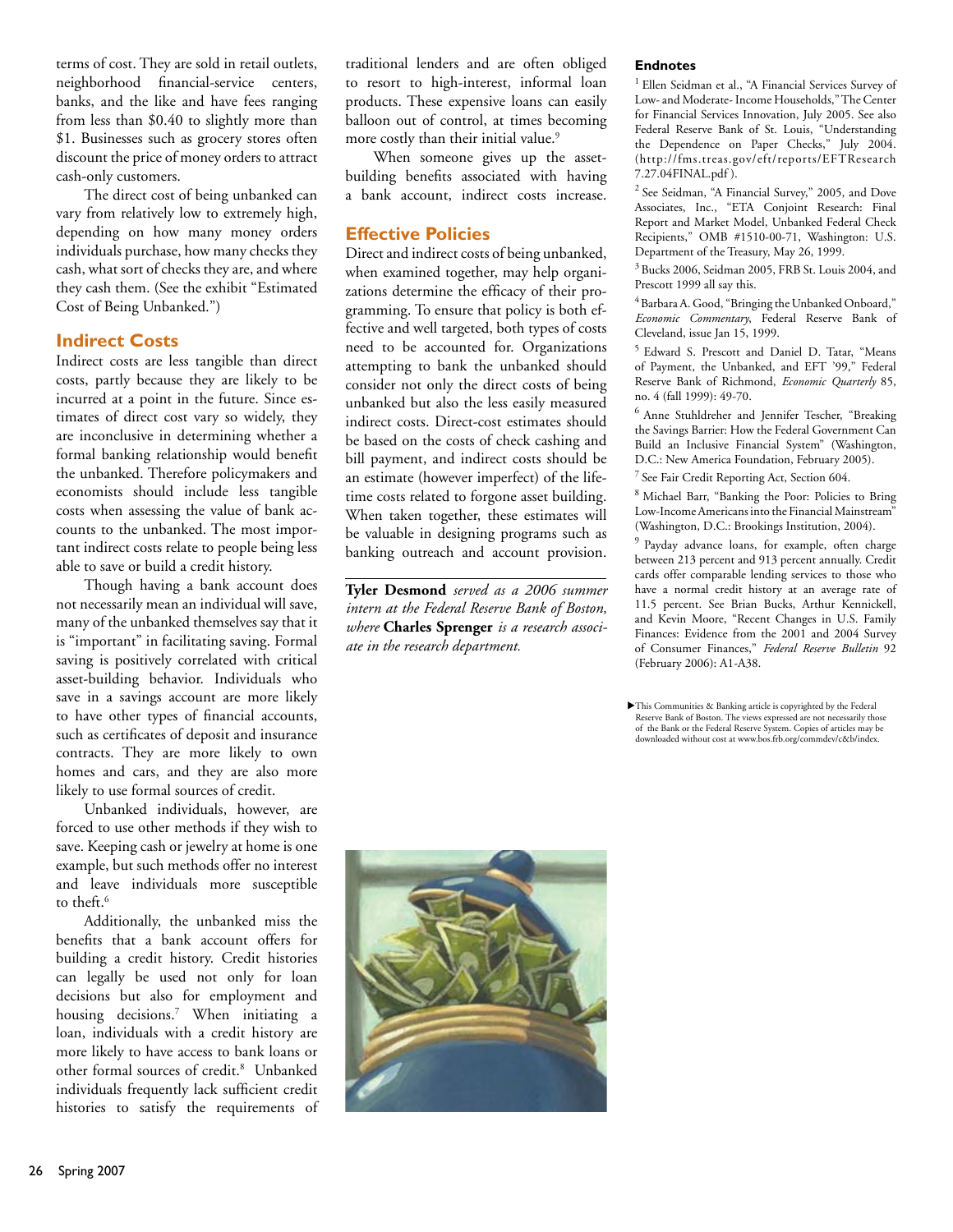terms of cost. They are sold in retail outlets, neighborhood financial-service centers, banks, and the like and have fees ranging from less than $0.40 to slightly more than $1. Businesses such as grocery stores often discount the price of money orders to attract cash-only customers.

The direct cost of being unbanked can vary from relatively low to extremely high, depending on how many money orders individuals purchase, how many checks they cash, what sort of checks they are, and where they cash them. (See the exhibit "Estimated Cost of Being Unbanked.")

## Indirect Costs

Indirect costs are less tangible than direct costs, partly because they are likely to be incurred at a point in the future. Since estimates of direct cost vary so widely, they are inconclusive in determining whether a formal banking relationship would benefit the unbanked. Therefore policymakers and economists should include less tangible costs when assessing the value of bank accounts to the unbanked. The most important indirect costs relate to people being less able to save or build a credit history.

Though having a bank account does not necessarily mean an individual will save, many of the unbanked themselves say that it is "important" in facilitating saving. Formal saving is positively correlated with critical asset-building behavior. Individuals who save in a savings account are more likely to have other types of financial accounts, such as certificates of deposit and insurance contracts. They are more likely to own homes and cars, and they are also more likely to use formal sources of credit.

Unbanked individuals, however, are forced to use other methods if they wish to save. Keeping cash or jewelry at home is one example, but such methods offer no interest and leave individuals more susceptible to theft.[6]

Additionally, the unbanked miss the benefits that a bank account offers for building a credit history. Credit histories can legally be used not only for loan decisions but also for employment and housing decisions.[7] When initiating a loan, individuals with a credit history are more likely to have access to bank loans or other formal sources of credit.[8] Unbanked individuals frequently lack sufficient credit histories to satisfy the requirements of traditional lenders and are often obliged to resort to high-interest, informal loan products. These expensive loans can easily balloon out of control, at times becoming more costly than their initial value.[9]

When someone gives up the asset-building benefits associated with having a bank account, indirect costs increase.

## Effective Policies

Direct and indirect costs of being unbanked, when examined together, may help organizations determine the efficacy of their programming. To ensure that policy is both effective and well targeted, both types of costs need to be accounted for. Organizations attempting to bank the unbanked should consider not only the direct costs of being unbanked but also the less easily measured indirect costs. Direct-cost estimates should be based on the costs of check cashing and bill payment, and indirect costs should be an estimate (however imperfect) of the lifetime costs related to forgone asset building. When taken together, these estimates will be valuable in designing programs such as banking outreach and account provision.

**Tyler Desmond** *served as a 2006 summer intern at the Federal Reserve Bank of Boston, where* **Charles Sprenger** *is a research associate in the research department.*

### Endnotes

[1] Ellen Seidman et al., "A Financial Services Survey of Low- and Moderate- Income Households," The Center for Financial Services Innovation, July 2005. See also Federal Reserve Bank of St. Louis, "Understanding the Dependence on Paper Checks," July 2004. (http://fms.treas.gov/eft/reports/EFTResearch7.27.04FINAL.pdf ).

[2] See Seidman, "A Financial Survey," 2005, and Dove Associates, Inc., "ETA Conjoint Research: Final Report and Market Model, Unbanked Federal Check Recipients," OMB #1510-00-71, Washington: U.S. Department of the Treasury, May 26, 1999.

[3] Bucks 2006, Seidman 2005, FRB St. Louis 2004, and Prescott 1999 all say this.

[4] Barbara A. Good, "Bringing the Unbanked Onboard," *Economic Commentary*, Federal Reserve Bank of Cleveland, issue Jan 15, 1999.

[5] Edward S. Prescott and Daniel D. Tatar, "Means of Payment, the Unbanked, and EFT '99," Federal Reserve Bank of Richmond, *Economic Quarterly* 85, no. 4 (fall 1999): 49-70.

[6] Anne Stuhldreher and Jennifer Tescher, "Breaking the Savings Barrier: How the Federal Government Can Build an Inclusive Financial System" (Washington, D.C.: New America Foundation, February 2005).

[7] See Fair Credit Reporting Act, Section 604.

[8] Michael Barr, "Banking the Poor: Policies to Bring Low-Income Americans into the Financial Mainstream" (Washington, D.C.: Brookings Institution, 2004).

[9] Payday advance loans, for example, often charge between 213 percent and 913 percent annually. Credit cards offer comparable lending services to those who have a normal credit history at an average rate of 11.5 percent. See Brian Bucks, Arthur Kennickell, and Kevin Moore, "Recent Changes in U.S. Family Finances: Evidence from the 2001 and 2004 Survey of Consumer Finances," *Federal Reserve Bulletin* 92 (February 2006): A1-A38.

▶This Communities & Banking article is copyrighted by the Federal Reserve Bank of Boston. The views expressed are not necessarily those of the Bank or the Federal Reserve System. Copies of articles may be downloaded without cost at www.bos.frb.org/commdev/c&b/index.